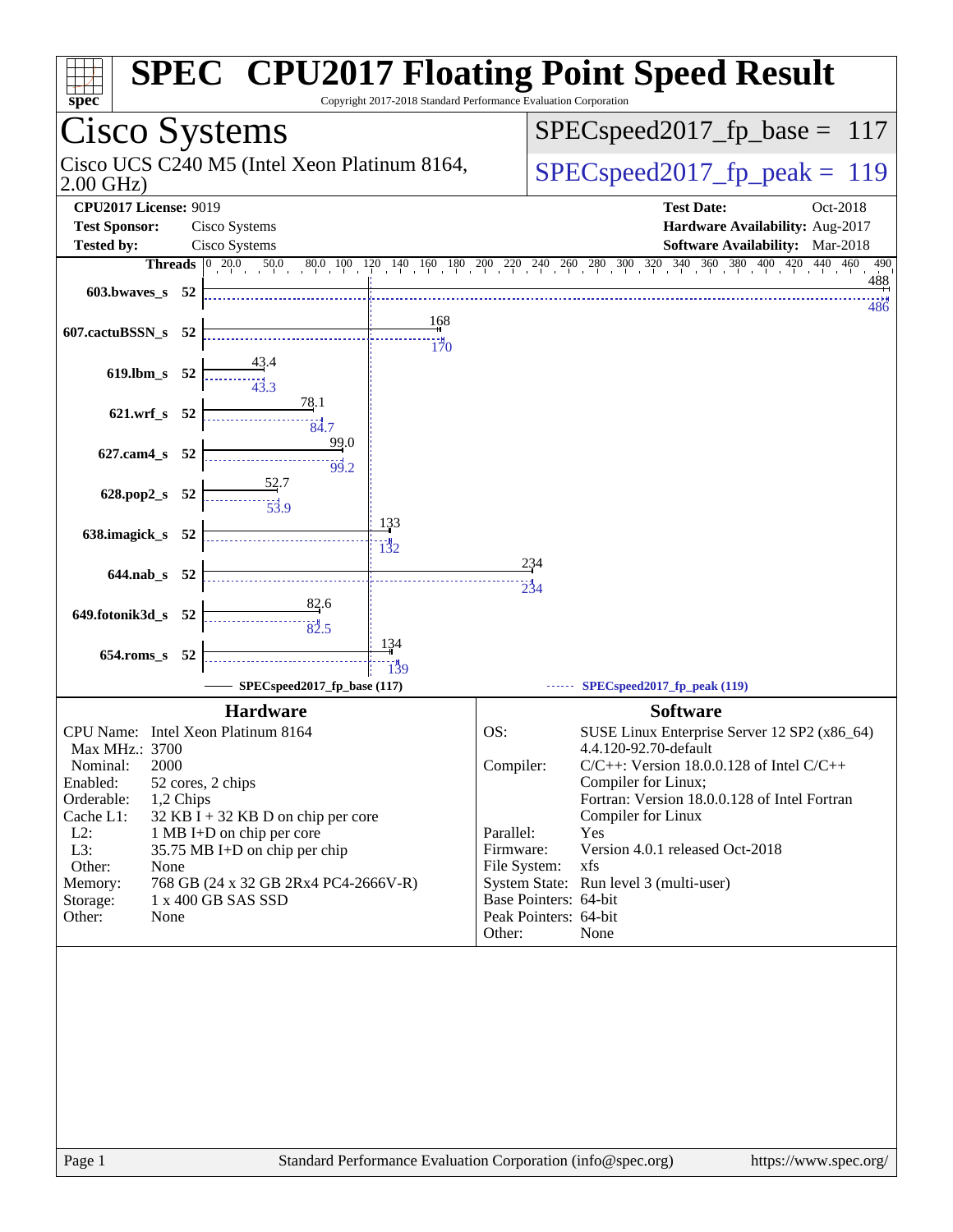# SPEC CPU2017 Floating Point Speed Result

Copyright 2017-2018 Standard Performance Evaluation Corporation

## Cisco Systems

Cisco UCS C240 M5 (Intel Xeon Platinum 8164, 2.00 GHz)

SPECspeed2017_fp_base = 117

SPECspeed2017_fp_peak = 119

**CPU2017 License:** 9019
**Test Sponsor:** Cisco Systems
**Tested by:** Cisco Systems

**Test Date:** Oct-2018
**Hardware Availability:** Aug-2017
**Software Availability:** Mar-2018

| Benchmark | Threads | Base | Peak |
|---|---|---|---|
| 603.bwaves_s | 52 | 488 | 486 |
| 607.cactuBSSN_s | 52 | 168 | 170 |
| 619.lbm_s | 52 | 43.4 | 43.3 |
| 621.wrf_s | 52 | 78.1 | 84.7 |
| 627.cam4_s | 52 | 99.0 | 99.2 |
| 628.pop2_s | 52 | 52.7 | 53.9 |
| 638.imagick_s | 52 | 133 | 132 |
| 644.nab_s | 52 | 234 | 234 |
| 649.fotonik3d_s | 52 | 82.6 | 82.5 |
| 654.roms_s | 52 | 134 | 139 |

SPECspeed2017_fp_base (117)　　SPECspeed2017_fp_peak (119)

### Hardware

| | |
|---|---|
| CPU Name: | Intel Xeon Platinum 8164 |
| Max MHz.: | 3700 |
| Nominal: | 2000 |
| Enabled: | 52 cores, 2 chips |
| Orderable: | 1,2 Chips |
| Cache L1: | 32 KB I + 32 KB D on chip per core |
| L2: | 1 MB I+D on chip per core |
| L3: | 35.75 MB I+D on chip per chip |
| Other: | None |
| Memory: | 768 GB (24 x 32 GB 2Rx4 PC4-2666V-R) |
| Storage: | 1 x 400 GB SAS SSD |
| Other: | None |

### Software

| | |
|---|---|
| OS: | SUSE Linux Enterprise Server 12 SP2 (x86_64) 4.4.120-92.70-default |
| Compiler: | C/C++: Version 18.0.0.128 of Intel C/C++ Compiler for Linux; Fortran: Version 18.0.0.128 of Intel Fortran Compiler for Linux |
| Parallel: | Yes |
| Firmware: | Version 4.0.1 released Oct-2018 |
| File System: | xfs |
| System State: | Run level 3 (multi-user) |
| Base Pointers: | 64-bit |
| Peak Pointers: | 64-bit |
| Other: | None |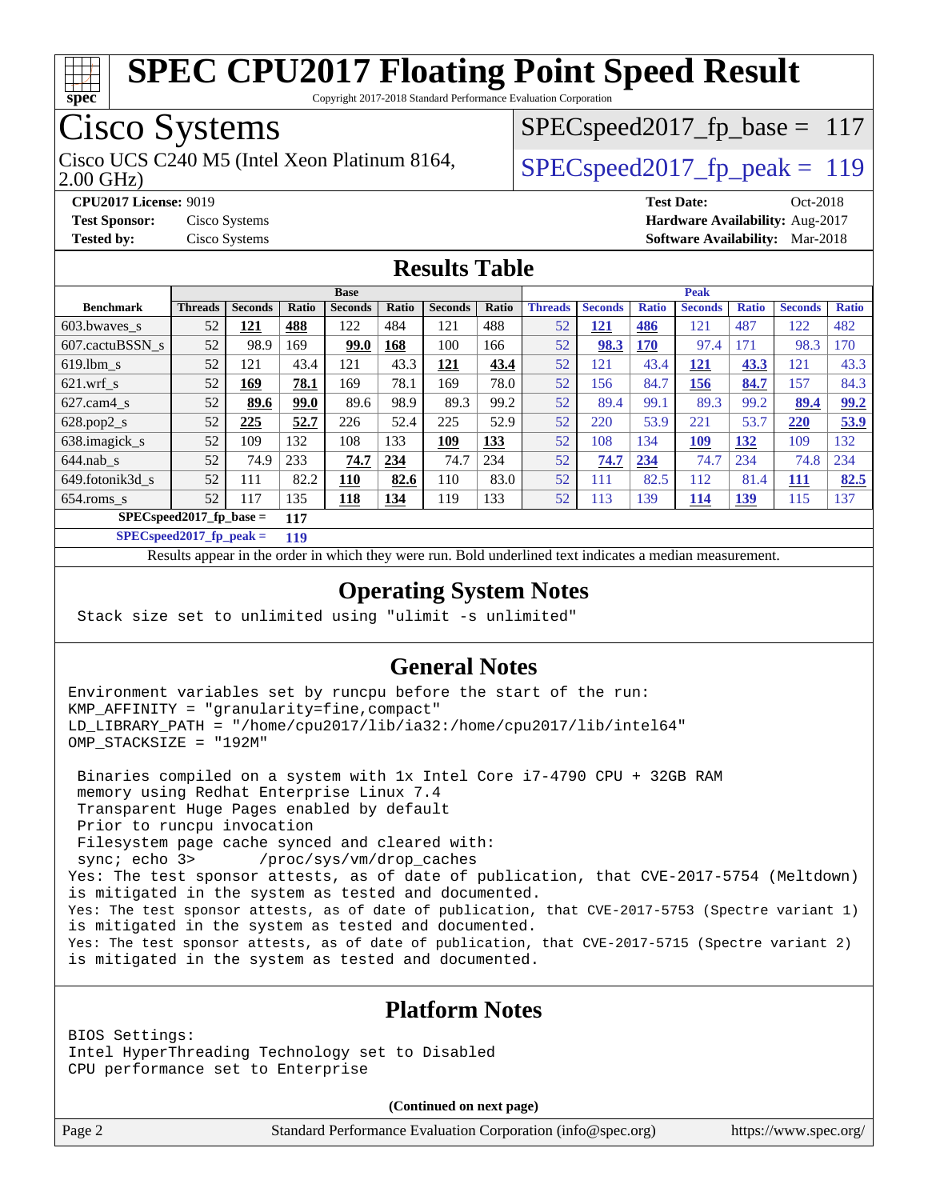# SPEC CPU2017 Floating Point Speed Result

Copyright 2017-2018 Standard Performance Evaluation Corporation

## Cisco Systems

Cisco UCS C240 M5 (Intel Xeon Platinum 8164, 2.00 GHz)

SPECspeed2017_fp_base = 117

SPECspeed2017_fp_peak = 119

**CPU2017 License:** 9019
**Test Sponsor:** Cisco Systems
**Tested by:** Cisco Systems

**Test Date:** Oct-2018
**Hardware Availability:** Aug-2017
**Software Availability:** Mar-2018

## Results Table

| Benchmark | Base | | | | | | | Peak | | | | | | |
|---|---|---|---|---|---|---|---|---|---|---|---|---|---|---|
| | Threads | Seconds | Ratio | Seconds | Ratio | Seconds | Ratio | Threads | Seconds | Ratio | Seconds | Ratio | Seconds | Ratio |
| 603.bwaves_s | 52 | **121** | **488** | 122 | 484 | 121 | 488 | 52 | **121** | **486** | 121 | 487 | 122 | 482 |
| 607.cactuBSSN_s | 52 | 98.9 | 169 | **99.0** | **168** | 100 | 166 | 52 | **98.3** | **170** | 97.4 | 171 | 98.3 | 170 |
| 619.lbm_s | 52 | 121 | 43.4 | 121 | 43.3 | **121** | **43.4** | 52 | 121 | 43.4 | **121** | **43.3** | 121 | 43.3 |
| 621.wrf_s | 52 | **169** | **78.1** | 169 | 78.1 | 169 | 78.0 | 52 | 156 | 84.7 | **156** | **84.7** | 157 | 84.3 |
| 627.cam4_s | 52 | **89.6** | **99.0** | 89.6 | 98.9 | 89.3 | 99.2 | 52 | 89.4 | 99.1 | 89.3 | 99.2 | **89.4** | **99.2** |
| 628.pop2_s | 52 | **225** | **52.7** | 226 | 52.4 | 225 | 52.9 | 52 | 220 | 53.9 | 221 | 53.7 | **220** | **53.9** |
| 638.imagick_s | 52 | 109 | 132 | 108 | 133 | **109** | **133** | 52 | 108 | 134 | **109** | **132** | 109 | 132 |
| 644.nab_s | 52 | 74.9 | 233 | **74.7** | **234** | 74.7 | 234 | 52 | **74.7** | **234** | 74.7 | 234 | 74.8 | 234 |
| 649.fotonik3d_s | 52 | 111 | 82.2 | **110** | **82.6** | 110 | 83.0 | 52 | 111 | 82.5 | 112 | 81.4 | **111** | **82.5** |
| 654.roms_s | 52 | 117 | 135 | **118** | **134** | 119 | 133 | 52 | 113 | 139 | **114** | **139** | 115 | 137 |

**SPECspeed2017_fp_base = 117**

**SPECspeed2017_fp_peak = 119**

Results appear in the order in which they were run. Bold underlined text indicates a median measurement.

## Operating System Notes

```
Stack size set to unlimited using "ulimit -s unlimited"
```

## General Notes

```
Environment variables set by runcpu before the start of the run:
KMP_AFFINITY = "granularity=fine,compact"
LD_LIBRARY_PATH = "/home/cpu2017/lib/ia32:/home/cpu2017/lib/intel64"
OMP_STACKSIZE = "192M"

 Binaries compiled on a system with 1x Intel Core i7-4790 CPU + 32GB RAM
 memory using Redhat Enterprise Linux 7.4
 Transparent Huge Pages enabled by default
 Prior to runcpu invocation
 Filesystem page cache synced and cleared with:
 sync; echo 3>       /proc/sys/vm/drop_caches
Yes: The test sponsor attests, as of date of publication, that CVE-2017-5754 (Meltdown)
is mitigated in the system as tested and documented.
Yes: The test sponsor attests, as of date of publication, that CVE-2017-5753 (Spectre variant 1)
is mitigated in the system as tested and documented.
Yes: The test sponsor attests, as of date of publication, that CVE-2017-5715 (Spectre variant 2)
is mitigated in the system as tested and documented.
```

## Platform Notes

```
BIOS Settings:
Intel HyperThreading Technology set to Disabled
CPU performance set to Enterprise
```

**(Continued on next page)**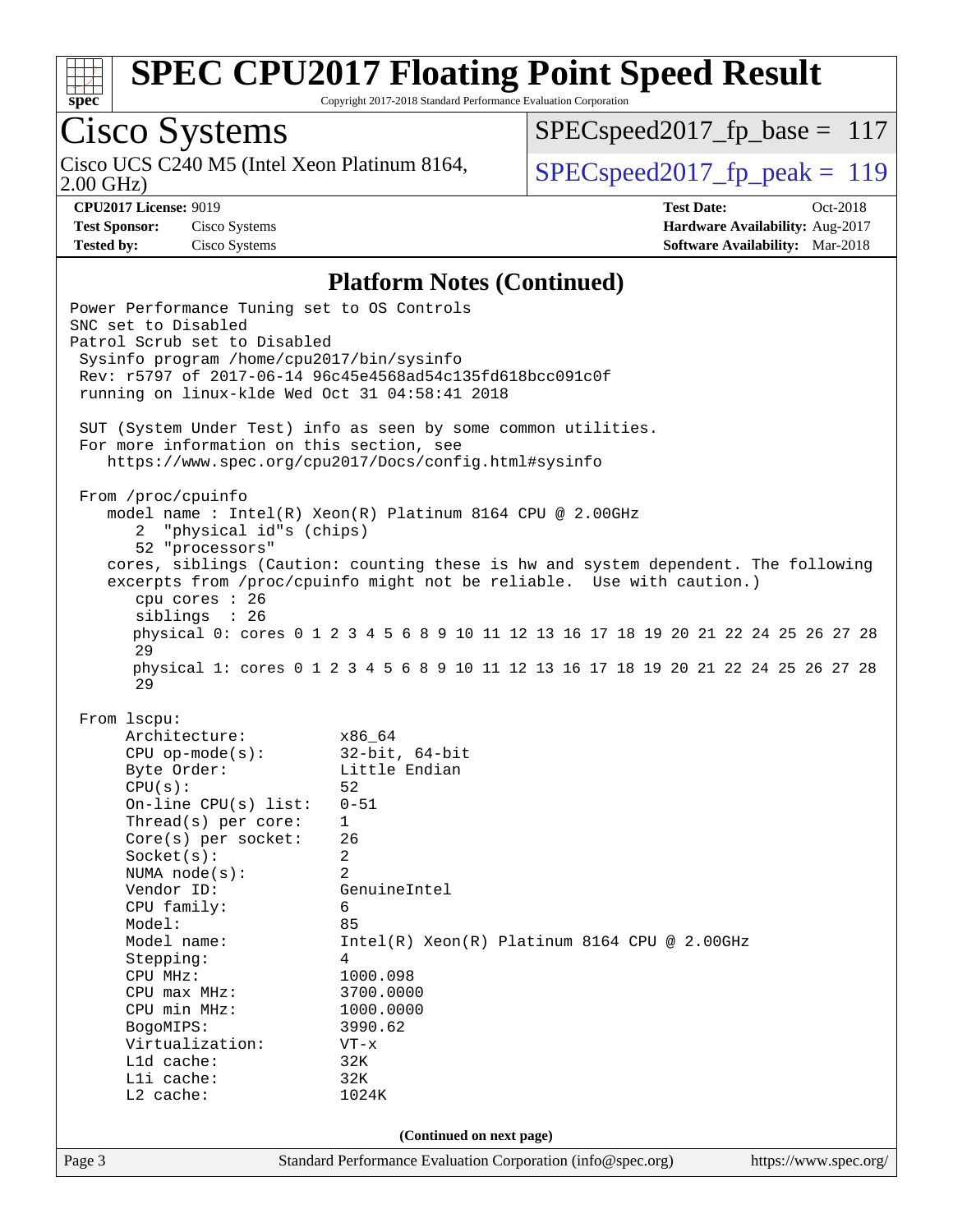## Platform Notes (Continued)

```
Power Performance Tuning set to OS Controls
SNC set to Disabled
Patrol Scrub set to Disabled
 Sysinfo program /home/cpu2017/bin/sysinfo
 Rev: r5797 of 2017-06-14 96c45e4568ad54c135fd618bcc091c0f
 running on linux-klde Wed Oct 31 04:58:41 2018

 SUT (System Under Test) info as seen by some common utilities.
 For more information on this section, see
    https://www.spec.org/cpu2017/Docs/config.html#sysinfo

 From /proc/cpuinfo
    model name : Intel(R) Xeon(R) Platinum 8164 CPU @ 2.00GHz
       2  "physical id"s (chips)
       52 "processors"
    cores, siblings (Caution: counting these is hw and system dependent. The following
    excerpts from /proc/cpuinfo might not be reliable.  Use with caution.)
       cpu cores : 26
       siblings  : 26
       physical 0: cores 0 1 2 3 4 5 6 8 9 10 11 12 13 16 17 18 19 20 21 22 24 25 26 27 28
       29
       physical 1: cores 0 1 2 3 4 5 6 8 9 10 11 12 13 16 17 18 19 20 21 22 24 25 26 27 28
       29

 From lscpu:
      Architecture:          x86_64
      CPU op-mode(s):        32-bit, 64-bit
      Byte Order:            Little Endian
      CPU(s):                52
      On-line CPU(s) list:   0-51
      Thread(s) per core:    1
      Core(s) per socket:    26
      Socket(s):             2
      NUMA node(s):          2
      Vendor ID:             GenuineIntel
      CPU family:            6
      Model:                 85
      Model name:            Intel(R) Xeon(R) Platinum 8164 CPU @ 2.00GHz
      Stepping:              4
      CPU MHz:               1000.098
      CPU max MHz:           3700.0000
      CPU min MHz:           1000.0000
      BogoMIPS:              3990.62
      Virtualization:        VT-x
      L1d cache:             32K
      L1i cache:             32K
      L2 cache:              1024K
```

(Continued on next page)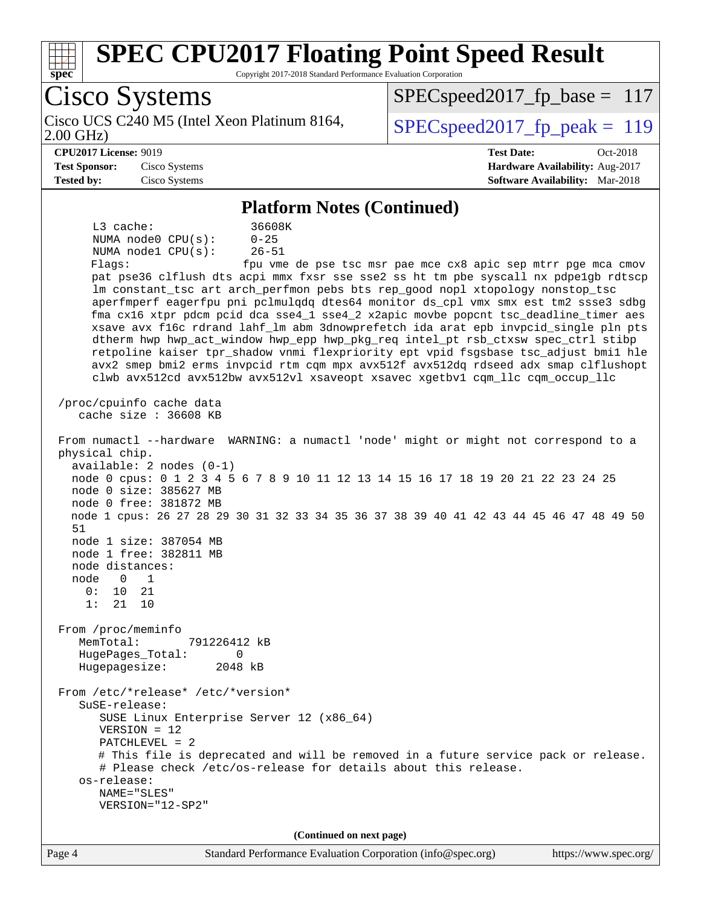## Platform Notes (Continued)

```
     L3 cache:              36608K
     NUMA node0 CPU(s):     0-25
     NUMA node1 CPU(s):     26-51
     Flags:                 fpu vme de pse tsc msr pae mce cx8 apic sep mtrr pge mca cmov
     pat pse36 clflush dts acpi mmx fxsr sse sse2 ss ht tm pbe syscall nx pdpe1gb rdtscp
     lm constant_tsc art arch_perfmon pebs bts rep_good nopl xtopology nonstop_tsc
     aperfmperf eagerfpu pni pclmulqdq dtes64 monitor ds_cpl vmx smx est tm2 ssse3 sdbg
     fma cx16 xtpr pdcm pcid dca sse4_1 sse4_2 x2apic movbe popcnt tsc_deadline_timer aes
     xsave avx f16c rdrand lahf_lm abm 3dnowprefetch ida arat epb invpcid_single pln pts
     dtherm hwp hwp_act_window hwp_epp hwp_pkg_req intel_pt rsb_ctxsw spec_ctrl stibp
     retpoline kaiser tpr_shadow vnmi flexpriority ept vpid fsgsbase tsc_adjust bmi1 hle
     avx2 smep bmi2 erms invpcid rtm cqm mpx avx512f avx512dq rdseed adx smap clflushopt
     clwb avx512cd avx512bw avx512vl xsaveopt xsavec xgetbv1 cqm_llc cqm_occup_llc

 /proc/cpuinfo cache data
    cache size : 36608 KB

 From numactl --hardware  WARNING: a numactl 'node' might or might not correspond to a
 physical chip.
   available: 2 nodes (0-1)
   node 0 cpus: 0 1 2 3 4 5 6 7 8 9 10 11 12 13 14 15 16 17 18 19 20 21 22 23 24 25
   node 0 size: 385627 MB
   node 0 free: 381872 MB
   node 1 cpus: 26 27 28 29 30 31 32 33 34 35 36 37 38 39 40 41 42 43 44 45 46 47 48 49 50
   51
   node 1 size: 387054 MB
   node 1 free: 382811 MB
   node distances:
   node   0   1
     0:  10  21
     1:  21  10

 From /proc/meminfo
    MemTotal:       791226412 kB
    HugePages_Total:       0
    Hugepagesize:       2048 kB

 From /etc/*release* /etc/*version*
    SuSE-release:
       SUSE Linux Enterprise Server 12 (x86_64)
       VERSION = 12
       PATCHLEVEL = 2
       # This file is deprecated and will be removed in a future service pack or release.
       # Please check /etc/os-release for details about this release.
    os-release:
       NAME="SLES"
       VERSION="12-SP2"
```

(Continued on next page)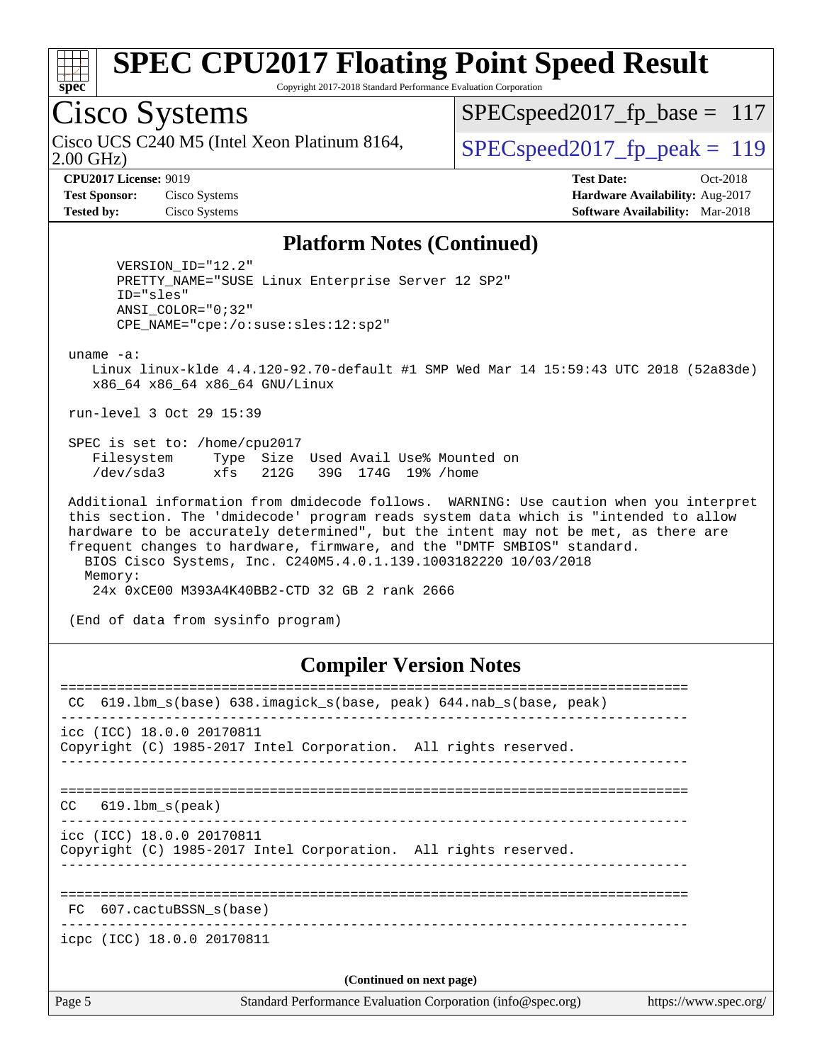## Platform Notes (Continued)

```
      VERSION_ID="12.2"
      PRETTY_NAME="SUSE Linux Enterprise Server 12 SP2"
      ID="sles"
      ANSI_COLOR="0;32"
      CPE_NAME="cpe:/o:suse:sles:12:sp2"

 uname -a:
    Linux linux-klde 4.4.120-92.70-default #1 SMP Wed Mar 14 15:59:43 UTC 2018 (52a83de)
    x86_64 x86_64 x86_64 GNU/Linux

 run-level 3 Oct 29 15:39

 SPEC is set to: /home/cpu2017
    Filesystem     Type  Size  Used Avail Use% Mounted on
    /dev/sda3      xfs   212G   39G  174G  19% /home

 Additional information from dmidecode follows.  WARNING: Use caution when you interpret
 this section. The 'dmidecode' program reads system data which is "intended to allow
 hardware to be accurately determined", but the intent may not be met, as there are
 frequent changes to hardware, firmware, and the "DMTF SMBIOS" standard.
   BIOS Cisco Systems, Inc. C240M5.4.0.1.139.1003182220 10/03/2018
   Memory:
    24x 0xCE00 M393A4K40BB2-CTD 32 GB 2 rank 2666

 (End of data from sysinfo program)
```

## Compiler Version Notes

```
==============================================================================
 CC  619.lbm_s(base) 638.imagick_s(base, peak) 644.nab_s(base, peak)
------------------------------------------------------------------------------
icc (ICC) 18.0.0 20170811
Copyright (C) 1985-2017 Intel Corporation.  All rights reserved.
------------------------------------------------------------------------------

==============================================================================
 CC   619.lbm_s(peak)
------------------------------------------------------------------------------
icc (ICC) 18.0.0 20170811
Copyright (C) 1985-2017 Intel Corporation.  All rights reserved.
------------------------------------------------------------------------------

==============================================================================
 FC  607.cactuBSSN_s(base)
------------------------------------------------------------------------------
icpc (ICC) 18.0.0 20170811
```

**(Continued on next page)**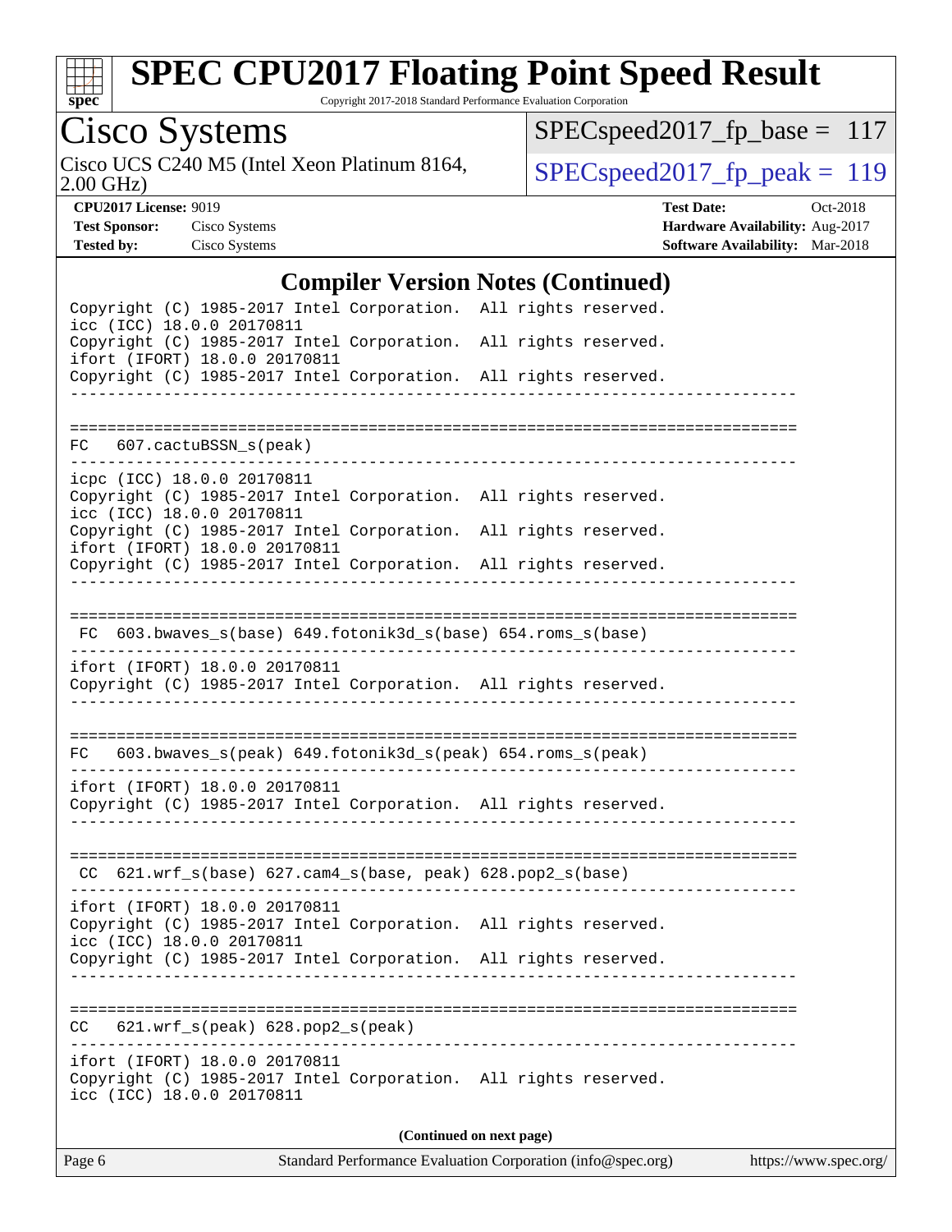# Cisco Systems

Cisco UCS C240 M5 (Intel Xeon Platinum 8164, 2.00 GHz)

SPECspeed2017_fp_base = 117

SPECspeed2017_fp_peak = 119

**CPU2017 License:** 9019
**Test Sponsor:** Cisco Systems
**Tested by:** Cisco Systems

**Test Date:** Oct-2018
**Hardware Availability:** Aug-2017
**Software Availability:** Mar-2018

## Compiler Version Notes (Continued)

```
Copyright (C) 1985-2017 Intel Corporation.  All rights reserved.
icc (ICC) 18.0.0 20170811
Copyright (C) 1985-2017 Intel Corporation.  All rights reserved.
ifort (IFORT) 18.0.0 20170811
Copyright (C) 1985-2017 Intel Corporation.  All rights reserved.
------------------------------------------------------------------------------

==============================================================================
FC   607.cactuBSSN_s(peak)
------------------------------------------------------------------------------
icpc (ICC) 18.0.0 20170811
Copyright (C) 1985-2017 Intel Corporation.  All rights reserved.
icc (ICC) 18.0.0 20170811
Copyright (C) 1985-2017 Intel Corporation.  All rights reserved.
ifort (IFORT) 18.0.0 20170811
Copyright (C) 1985-2017 Intel Corporation.  All rights reserved.
------------------------------------------------------------------------------

==============================================================================
 FC  603.bwaves_s(base) 649.fotonik3d_s(base) 654.roms_s(base)
------------------------------------------------------------------------------
ifort (IFORT) 18.0.0 20170811
Copyright (C) 1985-2017 Intel Corporation.  All rights reserved.
------------------------------------------------------------------------------

==============================================================================
FC   603.bwaves_s(peak) 649.fotonik3d_s(peak) 654.roms_s(peak)
------------------------------------------------------------------------------
ifort (IFORT) 18.0.0 20170811
Copyright (C) 1985-2017 Intel Corporation.  All rights reserved.
------------------------------------------------------------------------------

==============================================================================
 CC  621.wrf_s(base) 627.cam4_s(base, peak) 628.pop2_s(base)
------------------------------------------------------------------------------
ifort (IFORT) 18.0.0 20170811
Copyright (C) 1985-2017 Intel Corporation.  All rights reserved.
icc (ICC) 18.0.0 20170811
Copyright (C) 1985-2017 Intel Corporation.  All rights reserved.
------------------------------------------------------------------------------

==============================================================================
CC   621.wrf_s(peak) 628.pop2_s(peak)
------------------------------------------------------------------------------
ifort (IFORT) 18.0.0 20170811
Copyright (C) 1985-2017 Intel Corporation.  All rights reserved.
icc (ICC) 18.0.0 20170811
```

(Continued on next page)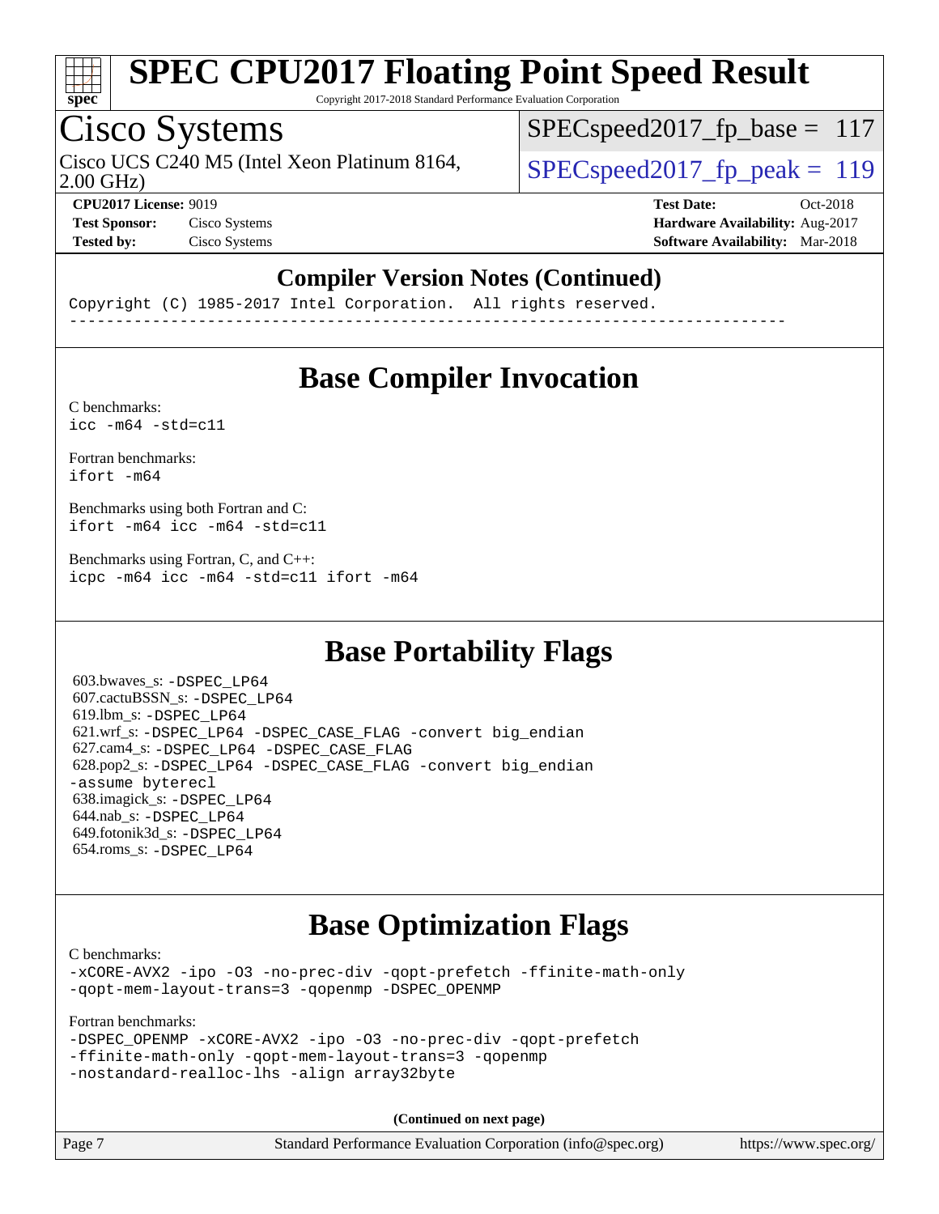## Compiler Version Notes (Continued)

```
Copyright (C) 1985-2017 Intel Corporation.  All rights reserved.
------------------------------------------------------------------------------
```

## Base Compiler Invocation

C benchmarks:
`icc -m64 -std=c11`

Fortran benchmarks:
`ifort -m64`

Benchmarks using both Fortran and C:
`ifort -m64 icc -m64 -std=c11`

Benchmarks using Fortran, C, and C++:
`icpc -m64 icc -m64 -std=c11 ifort -m64`

## Base Portability Flags

603.bwaves_s: `-DSPEC_LP64`
607.cactuBSSN_s: `-DSPEC_LP64`
619.lbm_s: `-DSPEC_LP64`
621.wrf_s: `-DSPEC_LP64 -DSPEC_CASE_FLAG -convert big_endian`
627.cam4_s: `-DSPEC_LP64 -DSPEC_CASE_FLAG`
628.pop2_s: `-DSPEC_LP64 -DSPEC_CASE_FLAG -convert big_endian -assume byterecl`
638.imagick_s: `-DSPEC_LP64`
644.nab_s: `-DSPEC_LP64`
649.fotonik3d_s: `-DSPEC_LP64`
654.roms_s: `-DSPEC_LP64`

## Base Optimization Flags

C benchmarks:
`-xCORE-AVX2 -ipo -O3 -no-prec-div -qopt-prefetch -ffinite-math-only -qopt-mem-layout-trans=3 -qopenmp -DSPEC_OPENMP`

Fortran benchmarks:
`-DSPEC_OPENMP -xCORE-AVX2 -ipo -O3 -no-prec-div -qopt-prefetch -ffinite-math-only -qopt-mem-layout-trans=3 -qopenmp -nostandard-realloc-lhs -align array32byte`

**(Continued on next page)**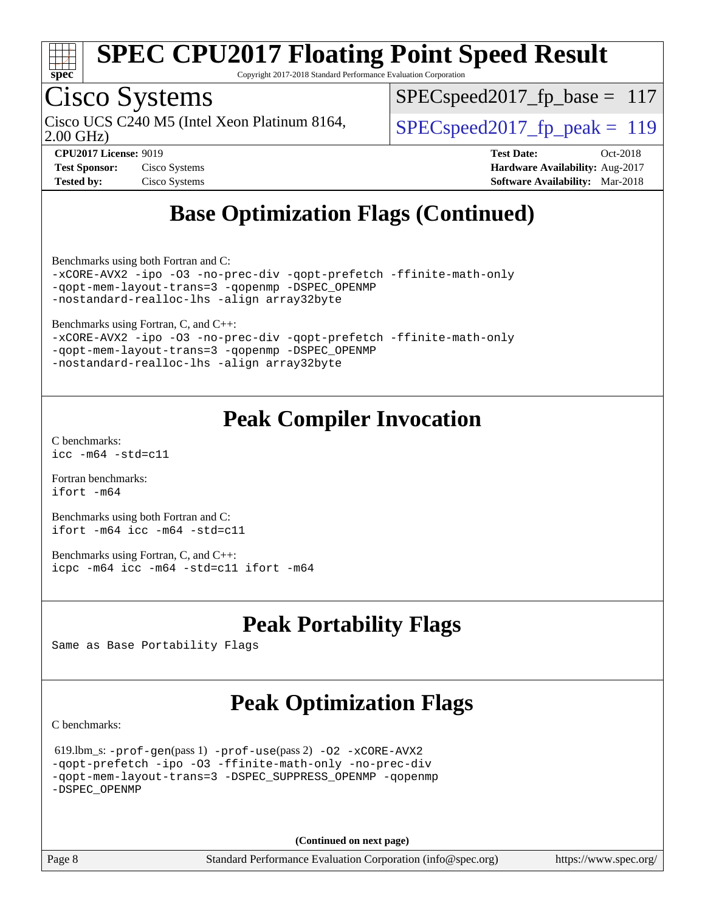# SPEC CPU2017 Floating Point Speed Result

Copyright 2017-2018 Standard Performance Evaluation Corporation

## Cisco Systems

Cisco UCS C240 M5 (Intel Xeon Platinum 8164, 2.00 GHz)

SPECspeed2017_fp_base = 117

SPECspeed2017_fp_peak = 119

**CPU2017 License:** 9019
**Test Sponsor:** Cisco Systems
**Tested by:** Cisco Systems

**Test Date:** Oct-2018
**Hardware Availability:** Aug-2017
**Software Availability:** Mar-2018

## Base Optimization Flags (Continued)

Benchmarks using both Fortran and C:

```
-xCORE-AVX2 -ipo -O3 -no-prec-div -qopt-prefetch -ffinite-math-only
-qopt-mem-layout-trans=3 -qopenmp -DSPEC_OPENMP
-nostandard-realloc-lhs -align array32byte
```

Benchmarks using Fortran, C, and C++:

```
-xCORE-AVX2 -ipo -O3 -no-prec-div -qopt-prefetch -ffinite-math-only
-qopt-mem-layout-trans=3 -qopenmp -DSPEC_OPENMP
-nostandard-realloc-lhs -align array32byte
```

## Peak Compiler Invocation

C benchmarks:

```
icc -m64 -std=c11
```

Fortran benchmarks:

```
ifort -m64
```

Benchmarks using both Fortran and C:

```
ifort -m64 icc -m64 -std=c11
```

Benchmarks using Fortran, C, and C++:

```
icpc -m64 icc -m64 -std=c11 ifort -m64
```

## Peak Portability Flags

Same as Base Portability Flags

## Peak Optimization Flags

C benchmarks:

619.lbm_s: `-prof-gen`(pass 1) `-prof-use`(pass 2) `-O2 -xCORE-AVX2 -qopt-prefetch -ipo -O3 -ffinite-math-only -no-prec-div -qopt-mem-layout-trans=3 -DSPEC_SUPPRESS_OPENMP -qopenmp -DSPEC_OPENMP`

**(Continued on next page)**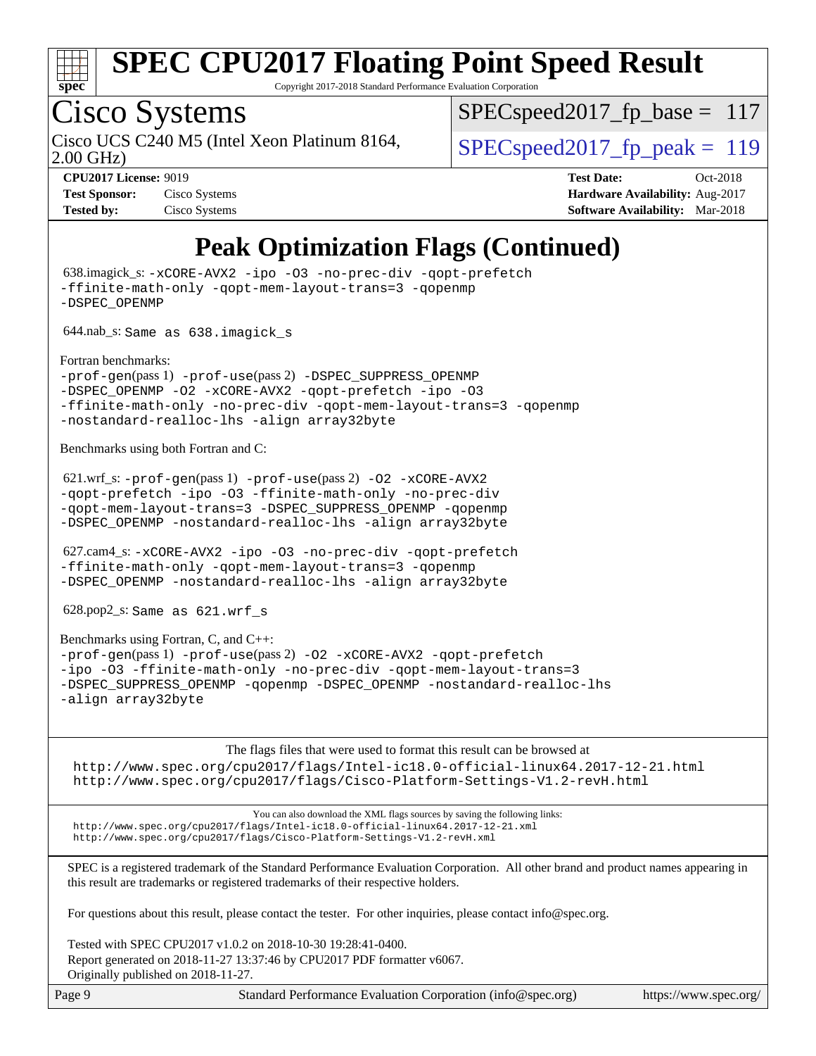# SPEC CPU2017 Floating Point Speed Result

Copyright 2017-2018 Standard Performance Evaluation Corporation

## Cisco Systems

Cisco UCS C240 M5 (Intel Xeon Platinum 8164, 2.00 GHz)

SPECspeed2017_fp_base = 117

SPECspeed2017_fp_peak = 119

**CPU2017 License:** 9019
**Test Sponsor:** Cisco Systems
**Tested by:** Cisco Systems

**Test Date:** Oct-2018
**Hardware Availability:** Aug-2017
**Software Availability:** Mar-2018

## Peak Optimization Flags (Continued)

638.imagick_s: -xCORE-AVX2 -ipo -O3 -no-prec-div -qopt-prefetch -ffinite-math-only -qopt-mem-layout-trans=3 -qopenmp -DSPEC_OPENMP

644.nab_s: Same as 638.imagick_s

Fortran benchmarks:
-prof-gen(pass 1) -prof-use(pass 2) -DSPEC_SUPPRESS_OPENMP -DSPEC_OPENMP -O2 -xCORE-AVX2 -qopt-prefetch -ipo -O3 -ffinite-math-only -no-prec-div -qopt-mem-layout-trans=3 -qopenmp -nostandard-realloc-lhs -align array32byte

Benchmarks using both Fortran and C:

621.wrf_s: -prof-gen(pass 1) -prof-use(pass 2) -O2 -xCORE-AVX2 -qopt-prefetch -ipo -O3 -ffinite-math-only -no-prec-div -qopt-mem-layout-trans=3 -DSPEC_SUPPRESS_OPENMP -qopenmp -DSPEC_OPENMP -nostandard-realloc-lhs -align array32byte

627.cam4_s: -xCORE-AVX2 -ipo -O3 -no-prec-div -qopt-prefetch -ffinite-math-only -qopt-mem-layout-trans=3 -qopenmp -DSPEC_OPENMP -nostandard-realloc-lhs -align array32byte

628.pop2_s: Same as 621.wrf_s

Benchmarks using Fortran, C, and C++:
-prof-gen(pass 1) -prof-use(pass 2) -O2 -xCORE-AVX2 -qopt-prefetch -ipo -O3 -ffinite-math-only -no-prec-div -qopt-mem-layout-trans=3 -DSPEC_SUPPRESS_OPENMP -qopenmp -DSPEC_OPENMP -nostandard-realloc-lhs -align array32byte

The flags files that were used to format this result can be browsed at
http://www.spec.org/cpu2017/flags/Intel-ic18.0-official-linux64.2017-12-21.html
http://www.spec.org/cpu2017/flags/Cisco-Platform-Settings-V1.2-revH.html

You can also download the XML flags sources by saving the following links:
http://www.spec.org/cpu2017/flags/Intel-ic18.0-official-linux64.2017-12-21.xml
http://www.spec.org/cpu2017/flags/Cisco-Platform-Settings-V1.2-revH.xml

SPEC is a registered trademark of the Standard Performance Evaluation Corporation. All other brand and product names appearing in this result are trademarks or registered trademarks of their respective holders.

For questions about this result, please contact the tester. For other inquiries, please contact info@spec.org.

Tested with SPEC CPU2017 v1.0.2 on 2018-10-30 19:28:41-0400.
Report generated on 2018-11-27 13:37:46 by CPU2017 PDF formatter v6067.
Originally published on 2018-11-27.